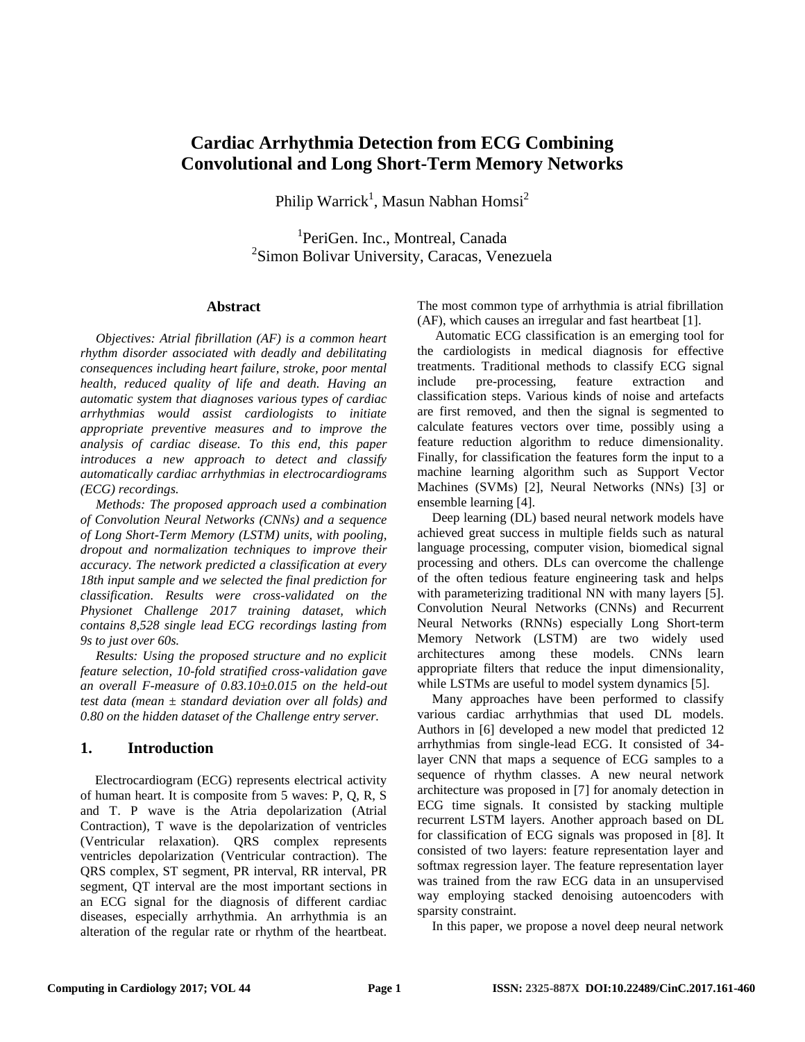# Cardiac Arrhythmia Detection from ECG Combining Convolutional and Long Short-Term Memory Networks

Philip Warrick[1], Masun Nabhan Homsi[2]

[1]PeriGen. Inc., Montreal, Canada
[2]Simon Bolivar University, Caracas, Venezuela

## Abstract

*Objectives: Atrial fibrillation (AF) is a common heart rhythm disorder associated with deadly and debilitating consequences including heart failure, stroke, poor mental health, reduced quality of life and death. Having an automatic system that diagnoses various types of cardiac arrhythmias would assist cardiologists to initiate appropriate preventive measures and to improve the analysis of cardiac disease. To this end, this paper introduces a new approach to detect and classify automatically cardiac arrhythmias in electrocardiograms (ECG) recordings.*

*Methods: The proposed approach used a combination of Convolution Neural Networks (CNNs) and a sequence of Long Short-Term Memory (LSTM) units, with pooling, dropout and normalization techniques to improve their accuracy. The network predicted a classification at every 18th input sample and we selected the final prediction for classification. Results were cross-validated on the Physionet Challenge 2017 training dataset, which contains 8,528 single lead ECG recordings lasting from 9s to just over 60s.*

*Results: Using the proposed structure and no explicit feature selection, 10-fold stratified cross-validation gave an overall F-measure of 0.83.10±0.015 on the held-out test data (mean ± standard deviation over all folds) and 0.80 on the hidden dataset of the Challenge entry server.*

## 1. Introduction

Electrocardiogram (ECG) represents electrical activity of human heart. It is composite from 5 waves: P, Q, R, S and T. P wave is the Atria depolarization (Atrial Contraction), T wave is the depolarization of ventricles (Ventricular relaxation). QRS complex represents ventricles depolarization (Ventricular contraction). The QRS complex, ST segment, PR interval, RR interval, PR segment, QT interval are the most important sections in an ECG signal for the diagnosis of different cardiac diseases, especially arrhythmia. An arrhythmia is an alteration of the regular rate or rhythm of the heartbeat. The most common type of arrhythmia is atrial fibrillation (AF), which causes an irregular and fast heartbeat [1].

Automatic ECG classification is an emerging tool for the cardiologists in medical diagnosis for effective treatments. Traditional methods to classify ECG signal include pre-processing, feature extraction and classification steps. Various kinds of noise and artefacts are first removed, and then the signal is segmented to calculate features vectors over time, possibly using a feature reduction algorithm to reduce dimensionality. Finally, for classification the features form the input to a machine learning algorithm such as Support Vector Machines (SVMs) [2], Neural Networks (NNs) [3] or ensemble learning [4].

Deep learning (DL) based neural network models have achieved great success in multiple fields such as natural language processing, computer vision, biomedical signal processing and others. DLs can overcome the challenge of the often tedious feature engineering task and helps with parameterizing traditional NN with many layers [5]. Convolution Neural Networks (CNNs) and Recurrent Neural Networks (RNNs) especially Long Short-term Memory Network (LSTM) are two widely used architectures among these models. CNNs learn appropriate filters that reduce the input dimensionality, while LSTMs are useful to model system dynamics [5].

Many approaches have been performed to classify various cardiac arrhythmias that used DL models. Authors in [6] developed a new model that predicted 12 arrhythmias from single-lead ECG. It consisted of 34-layer CNN that maps a sequence of ECG samples to a sequence of rhythm classes. A new neural network architecture was proposed in [7] for anomaly detection in ECG time signals. It consisted by stacking multiple recurrent LSTM layers. Another approach based on DL for classification of ECG signals was proposed in [8]. It consisted of two layers: feature representation layer and softmax regression layer. The feature representation layer was trained from the raw ECG data in an unsupervised way employing stacked denoising autoencoders with sparsity constraint.

In this paper, we propose a novel deep neural network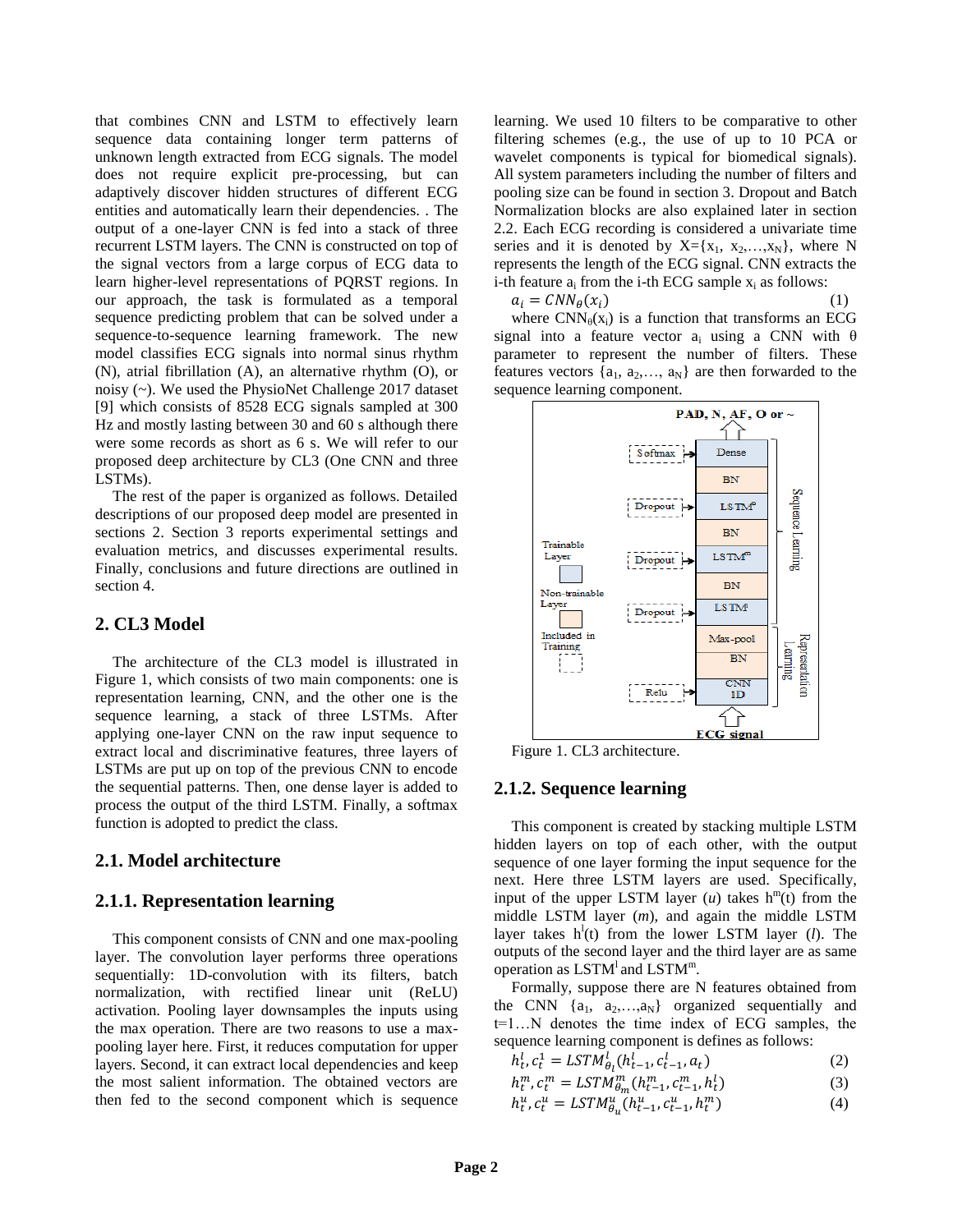that combines CNN and LSTM to effectively learn sequence data containing longer term patterns of unknown length extracted from ECG signals. The model does not require explicit pre-processing, but can adaptively discover hidden structures of different ECG entities and automatically learn their dependencies. . The output of a one-layer CNN is fed into a stack of three recurrent LSTM layers. The CNN is constructed on top of the signal vectors from a large corpus of ECG data to learn higher-level representations of PQRST regions. In our approach, the task is formulated as a temporal sequence predicting problem that can be solved under a sequence-to-sequence learning framework. The new model classifies ECG signals into normal sinus rhythm (N), atrial fibrillation (A), an alternative rhythm (O), or noisy (~). We used the PhysioNet Challenge 2017 dataset [9] which consists of 8528 ECG signals sampled at 300 Hz and mostly lasting between 30 and 60 s although there were some records as short as 6 s. We will refer to our proposed deep architecture by CL3 (One CNN and three LSTMs).

The rest of the paper is organized as follows. Detailed descriptions of our proposed deep model are presented in sections 2. Section 3 reports experimental settings and evaluation metrics, and discusses experimental results. Finally, conclusions and future directions are outlined in section 4.

## 2. CL3 Model

The architecture of the CL3 model is illustrated in Figure 1, which consists of two main components: one is representation learning, CNN, and the other one is the sequence learning, a stack of three LSTMs. After applying one-layer CNN on the raw input sequence to extract local and discriminative features, three layers of LSTMs are put up on top of the previous CNN to encode the sequential patterns. Then, one dense layer is added to process the output of the third LSTM. Finally, a softmax function is adopted to predict the class.

### 2.1. Model architecture

#### 2.1.1. Representation learning

This component consists of CNN and one max-pooling layer. The convolution layer performs three operations sequentially: 1D-convolution with its filters, batch normalization, with rectified linear unit (ReLU) activation. Pooling layer downsamples the inputs using the max operation. There are two reasons to use a max-pooling layer here. First, it reduces computation for upper layers. Second, it can extract local dependencies and keep the most salient information. The obtained vectors are then fed to the second component which is sequence learning. We used 10 filters to be comparative to other filtering schemes (e.g., the use of up to 10 PCA or wavelet components is typical for biomedical signals). All system parameters including the number of filters and pooling size can be found in section 3. Dropout and Batch Normalization blocks are also explained later in section 2.2. Each ECG recording is considered a univariate time series and it is denoted by $X=\{x_1, x_2,\ldots,x_N\}$, where N represents the length of the ECG signal. CNN extracts the i-th feature $a_i$ from the i-th ECG sample $x_i$ as follows:

$$a_i = CNN_\theta(x_i) \tag{1}$$

where $CNN_\theta(x_i)$ is a function that transforms an ECG signal into a feature vector $a_i$ using a CNN with $\theta$ parameter to represent the number of filters. These features vectors $\{a_1, a_2,\ldots, a_N\}$ are then forwarded to the sequence learning component.

Figure 1. CL3 architecture.

#### 2.1.2. Sequence learning

This component is created by stacking multiple LSTM hidden layers on top of each other, with the output sequence of one layer forming the input sequence for the next. Here three LSTM layers are used. Specifically, input of the upper LSTM layer (*u*) takes $h^m(t)$ from the middle LSTM layer (*m*), and again the middle LSTM layer takes $h^l(t)$ from the lower LSTM layer (*l*). The outputs of the second layer and the third layer are as same operation as $LSTM^l$ and $LSTM^m$.

Formally, suppose there are N features obtained from the CNN $\{a_1, a_2,\ldots,a_N\}$ organized sequentially and t=1…N denotes the time index of ECG samples, the sequence learning component is defines as follows:

$$h_t^l, c_t^1 = LSTM_{\theta_l}^l(h_{t-1}^l, c_{t-1}^l, a_t) \tag{2}$$

$$h_t^m, c_t^m = LSTM_{\theta_m}^m(h_{t-1}^m, c_{t-1}^m, h_t^l) \tag{3}$$

$$h_t^u, c_t^u = LSTM_{\theta_u}^u(h_{t-1}^u, c_{t-1}^u, h_t^m) \tag{4}$$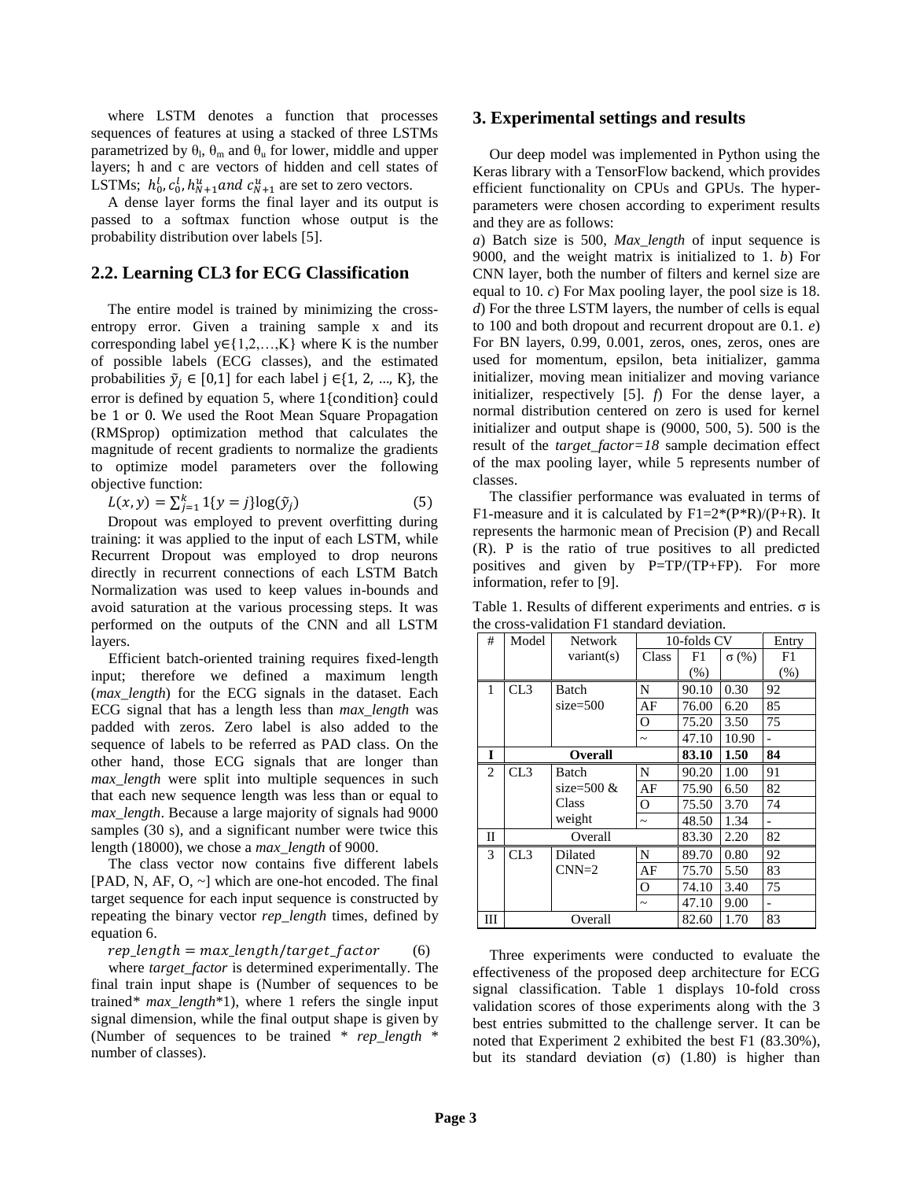where LSTM denotes a function that processes sequences of features at using a stacked of three LSTMs parametrized by $\theta_l$, $\theta_m$ and $\theta_u$ for lower, middle and upper layers; h and c are vectors of hidden and cell states of LSTMs; $h_0^l, c_0^l, h_{N+1}^u$ *and* $c_{N+1}^u$ are set to zero vectors.

A dense layer forms the final layer and its output is passed to a softmax function whose output is the probability distribution over labels [5].

## 2.2. Learning CL3 for ECG Classification

The entire model is trained by minimizing the cross-entropy error. Given a training sample x and its corresponding label y∈{1,2,…,K} where K is the number of possible labels (ECG classes), and the estimated probabilities $\tilde{y}_j \in [0,1]$ for each label j ∈{1, 2, ..., K}, the error is defined by equation 5, where 1{condition} could be 1 or 0. We used the Root Mean Square Propagation (RMSprop) optimization method that calculates the magnitude of recent gradients to normalize the gradients to optimize model parameters over the following objective function:

$$L(x, y) = \sum_{j=1}^{k} 1\{y = j\} \log(\tilde{y}_j) \qquad (5)$$

Dropout was employed to prevent overfitting during training: it was applied to the input of each LSTM, while Recurrent Dropout was employed to drop neurons directly in recurrent connections of each LSTM Batch Normalization was used to keep values in-bounds and avoid saturation at the various processing steps. It was performed on the outputs of the CNN and all LSTM layers.

Efficient batch-oriented training requires fixed-length input; therefore we defined a maximum length (*max_length*) for the ECG signals in the dataset. Each ECG signal that has a length less than *max_length* was padded with zeros. Zero label is also added to the sequence of labels to be referred as PAD class. On the other hand, those ECG signals that are longer than *max_length* were split into multiple sequences in such that each new sequence length was less than or equal to *max_length*. Because a large majority of signals had 9000 samples (30 s), and a significant number were twice this length (18000), we chose a *max_length* of 9000.

The class vector now contains five different labels [PAD, N, AF, O, ~] which are one-hot encoded. The final target sequence for each input sequence is constructed by repeating the binary vector *rep_length* times, defined by equation 6.

$$rep\_length = max\_length / target\_factor \qquad (6)$$

where *target_factor* is determined experimentally. The final train input shape is (Number of sequences to be trained* *max_length**1), where 1 refers the single input signal dimension, while the final output shape is given by (Number of sequences to be trained * *rep_length* * number of classes).

# 3. Experimental settings and results

Our deep model was implemented in Python using the Keras library with a TensorFlow backend, which provides efficient functionality on CPUs and GPUs. The hyper-parameters were chosen according to experiment results and they are as follows:

*a*) Batch size is 500, *Max_length* of input sequence is 9000, and the weight matrix is initialized to 1. *b*) For CNN layer, both the number of filters and kernel size are equal to 10. *c*) For Max pooling layer, the pool size is 18. *d*) For the three LSTM layers, the number of cells is equal to 100 and both dropout and recurrent dropout are 0.1. *e*) For BN layers, 0.99, 0.001, zeros, ones, zeros, ones are used for momentum, epsilon, beta initializer, gamma initializer, moving mean initializer and moving variance initializer, respectively [5]. *f*) For the dense layer, a normal distribution centered on zero is used for kernel initializer and output shape is (9000, 500, 5). 500 is the result of the *target_factor=18* sample decimation effect of the max pooling layer, while 5 represents number of classes.

The classifier performance was evaluated in terms of F1-measure and it is calculated by F1=2*(P*R)/(P+R). It represents the harmonic mean of Precision (P) and Recall (R). P is the ratio of true positives to all predicted positives and given by P=TP/(TP+FP). For more information, refer to [9].

Table 1. Results of different experiments and entries. σ is the cross-validation F1 standard deviation.

| # | Model | Network variant(s) | 10-folds CV | | | Entry |
|---|---|---|---|---|---|---|
| | | | Class | F1 (%) | σ (%) | F1 (%) |
| 1 | CL3 | Batch size=500 | N | 90.10 | 0.30 | 92 |
| | | | AF | 76.00 | 6.20 | 85 |
| | | | O | 75.20 | 3.50 | 75 |
| | | | ~ | 47.10 | 10.90 | - |
| **I** | **Overall** | | | **83.10** | **1.50** | **84** |
| 2 | CL3 | Batch size=500 & Class weight | N | 90.20 | 1.00 | 91 |
| | | | AF | 75.90 | 6.50 | 82 |
| | | | O | 75.50 | 3.70 | 74 |
| | | | ~ | 48.50 | 1.34 | - |
| II | Overall | | | 83.30 | 2.20 | 82 |
| 3 | CL3 | Dilated CNN=2 | N | 89.70 | 0.80 | 92 |
| | | | AF | 75.70 | 5.50 | 83 |
| | | | O | 74.10 | 3.40 | 75 |
| | | | ~ | 47.10 | 9.00 | - |
| III | Overall | | | 82.60 | 1.70 | 83 |

Three experiments were conducted to evaluate the effectiveness of the proposed deep architecture for ECG signal classification. Table 1 displays 10-fold cross validation scores of those experiments along with the 3 best entries submitted to the challenge server. It can be noted that Experiment 2 exhibited the best F1 (83.30%), but its standard deviation (σ) (1.80) is higher than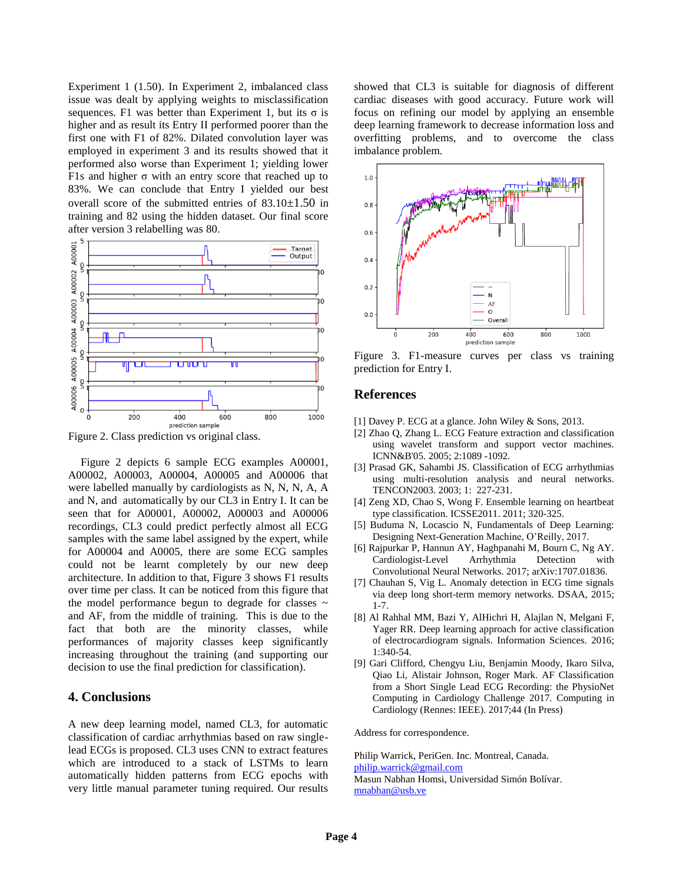Experiment 1 (1.50). In Experiment 2, imbalanced class issue was dealt by applying weights to misclassification sequences. F1 was better than Experiment 1, but its σ is higher and as result its Entry II performed poorer than the first one with F1 of 82%. Dilated convolution layer was employed in experiment 3 and its results showed that it performed also worse than Experiment 1; yielding lower F1s and higher σ with an entry score that reached up to 83%. We can conclude that Entry I yielded our best overall score of the submitted entries of 83.10±1.50 in training and 82 using the hidden dataset. Our final score after version 3 relabelling was 80.

A00001
A00002
A00003
A00004
A00005
A00006
Target
Output
prediction sample
0
200
400
600
800
1000

Figure 2. Class prediction vs original class.

Figure 2 depicts 6 sample ECG examples A00001, A00002, A00003, A00004, A00005 and A00006 that were labelled manually by cardiologists as N, N, N, A, A and N, and automatically by our CL3 in Entry I. It can be seen that for A00001, A00002, A00003 and A00006 recordings, CL3 could predict perfectly almost all ECG samples with the same label assigned by the expert, while for A00004 and A0005, there are some ECG samples could not be learnt completely by our new deep architecture. In addition to that, Figure 3 shows F1 results over time per class. It can be noticed from this figure that the model performance begun to degrade for classes ~ and AF, from the middle of training. This is due to the fact that both are minority classes, while performances of majority classes keep significantly increasing throughout the training (and supporting our decision to use the final prediction for classification).

## 4. Conclusions

A new deep learning model, named CL3, for automatic classification of cardiac arrhythmias based on raw single-lead ECGs is proposed. CL3 uses CNN to extract features which are introduced to a stack of LSTMs to learn automatically hidden patterns from ECG epochs with very little manual parameter tuning required. Our results showed that CL3 is suitable for diagnosis of different cardiac diseases with good accuracy. Future work will focus on refining our model by applying an ensemble deep learning framework to decrease information loss and overfitting problems, and to overcome the class imbalance problem.

~
N
AF
O
Overall
prediction sample
0
200
400
600
800
1000

Figure 3. F1-measure curves per class vs training prediction for Entry I.

## References

[1] Davey P. ECG at a glance. John Wiley & Sons, 2013.

[2] Zhao Q, Zhang L. ECG Feature extraction and classification using wavelet transform and support vector machines. ICNN&B'05. 2005; 2:1089 -1092.

[3] Prasad GK, Sahambi JS. Classification of ECG arrhythmias using multi-resolution analysis and neural networks. TENCON2003. 2003; 1: 227-231.

[4] Zeng XD, Chao S, Wong F. Ensemble learning on heartbeat type classification. ICSSE2011. 2011; 320-325.

[5] Buduma N, Locascio N, Fundamentals of Deep Learning: Designing Next-Generation Machine, O'Reilly, 2017.

[6] Rajpurkar P, Hannun AY, Haghpanahi M, Bourn C, Ng AY. Cardiologist-Level Arrhythmia Detection with Convolutional Neural Networks. 2017; arXiv:1707.01836.

[7] Chauhan S, Vig L. Anomaly detection in ECG time signals via deep long short-term memory networks. DSAA, 2015; 1-7.

[8] Al Rahhal MM, Bazi Y, AlHichri H, Alajlan N, Melgani F, Yager RR. Deep learning approach for active classification of electrocardiogram signals. Information Sciences. 2016; 1:340-54.

[9] Gari Clifford, Chengyu Liu, Benjamin Moody, Ikaro Silva, Qiao Li, Alistair Johnson, Roger Mark. AF Classification from a Short Single Lead ECG Recording: the PhysioNet Computing in Cardiology Challenge 2017. Computing in Cardiology (Rennes: IEEE). 2017;44 (In Press)

Address for correspondence.

Philip Warrick, PeriGen. Inc. Montreal, Canada.
philip.warrick@gmail.com
Masun Nabhan Homsi, Universidad Simón Bolívar.
mnabhan@usb.ve